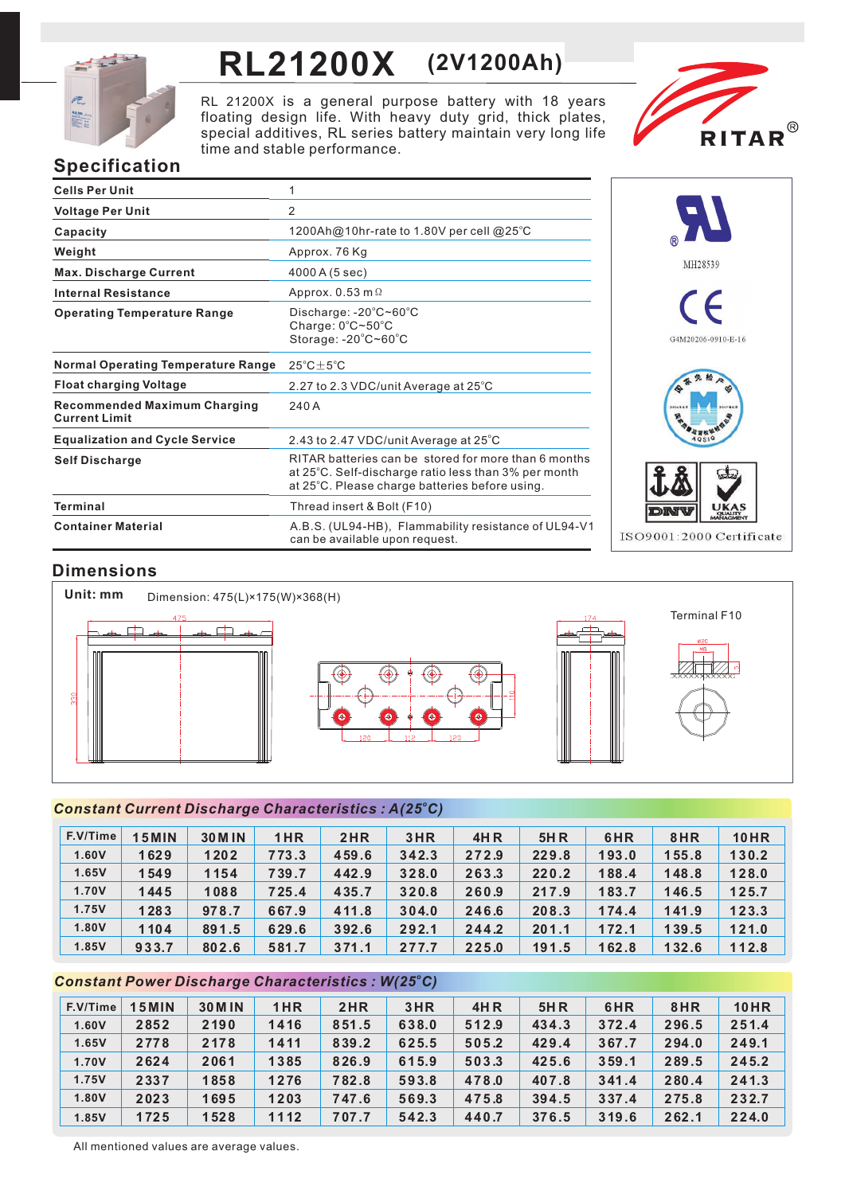# RL21200X (2V1200Ah)

RL 21200X is a general purpose battery with 18 years floating design life. With heavy duty grid, thick plates, special additives, RL series battery maintain very long life time and stable performance.

RITAR®

## Specification

| | |
|---|---|
| **Cells Per Unit** | 1 |
| **Voltage Per Unit** | 2 |
| **Capacity** | 1200Ah@10hr-rate to 1.80V per cell @25°C |
| **Weight** | Approx. 76 Kg |
| **Max. Discharge Current** | 4000 A (5 sec) |
| **Internal Resistance** | Approx. 0.53 mΩ |
| **Operating Temperature Range** | Discharge: -20°C~60°C<br>Charge: 0°C~50°C<br>Storage: -20°C~60°C |
| **Normal Operating Temperature Range** | 25°C±5°C |
| **Float charging Voltage** | 2.27 to 2.3 VDC/unit Average at 25°C |
| **Recommended Maximum Charging Current Limit** | 240 A |
| **Equalization and Cycle Service** | 2.43 to 2.47 VDC/unit Average at 25°C |
| **Self Discharge** | RITAR batteries can be stored for more than 6 months at 25°C. Self-discharge ratio less than 3% per month at 25°C. Please charge batteries before using. |
| **Terminal** | Thread insert & Bolt (F10) |
| **Container Material** | A.B.S. (UL94-HB), Flammability resistance of UL94-V1 can be available upon request. |

MH28539

G4M20206-0910-E-16

ISO9001:2000 Certificate

## Dimensions

**Unit: mm** Dimension: 475(L)×175(W)×368(H)

Terminal F10

### Constant Current Discharge Characteristics : A(25°C)

| F.V/Time | 15MIN | 30MIN | 1HR | 2HR | 3HR | 4HR | 5HR | 6HR | 8HR | 10HR |
|---|---|---|---|---|---|---|---|---|---|---|
| 1.60V | 1629 | 1202 | 773.3 | 459.6 | 342.3 | 272.9 | 229.8 | 193.0 | 155.8 | 130.2 |
| 1.65V | 1549 | 1154 | 739.7 | 442.9 | 328.0 | 263.3 | 220.2 | 188.4 | 148.8 | 128.0 |
| 1.70V | 1445 | 1088 | 725.4 | 435.7 | 320.8 | 260.9 | 217.9 | 183.7 | 146.5 | 125.7 |
| 1.75V | 1283 | 978.7 | 667.9 | 411.8 | 304.0 | 246.6 | 208.3 | 174.4 | 141.9 | 123.3 |
| 1.80V | 1104 | 891.5 | 629.6 | 392.6 | 292.1 | 244.2 | 201.1 | 172.1 | 139.5 | 121.0 |
| 1.85V | 933.7 | 802.6 | 581.7 | 371.1 | 277.7 | 225.0 | 191.5 | 162.8 | 132.6 | 112.8 |

### Constant Power Discharge Characteristics : W(25°C)

| F.V/Time | 15MIN | 30MIN | 1HR | 2HR | 3HR | 4HR | 5HR | 6HR | 8HR | 10HR |
|---|---|---|---|---|---|---|---|---|---|---|
| 1.60V | 2852 | 2190 | 1416 | 851.5 | 638.0 | 512.9 | 434.3 | 372.4 | 296.5 | 251.4 |
| 1.65V | 2778 | 2178 | 1411 | 839.2 | 625.5 | 505.2 | 429.4 | 367.7 | 294.0 | 249.1 |
| 1.70V | 2624 | 2061 | 1385 | 826.9 | 615.9 | 503.3 | 425.6 | 359.1 | 289.5 | 245.2 |
| 1.75V | 2337 | 1858 | 1276 | 782.8 | 593.8 | 478.0 | 407.8 | 341.4 | 280.4 | 241.3 |
| 1.80V | 2023 | 1695 | 1203 | 747.6 | 569.3 | 475.8 | 394.5 | 337.4 | 275.8 | 232.7 |
| 1.85V | 1725 | 1528 | 1112 | 707.7 | 542.3 | 440.7 | 376.5 | 319.6 | 262.1 | 224.0 |

All mentioned values are average values.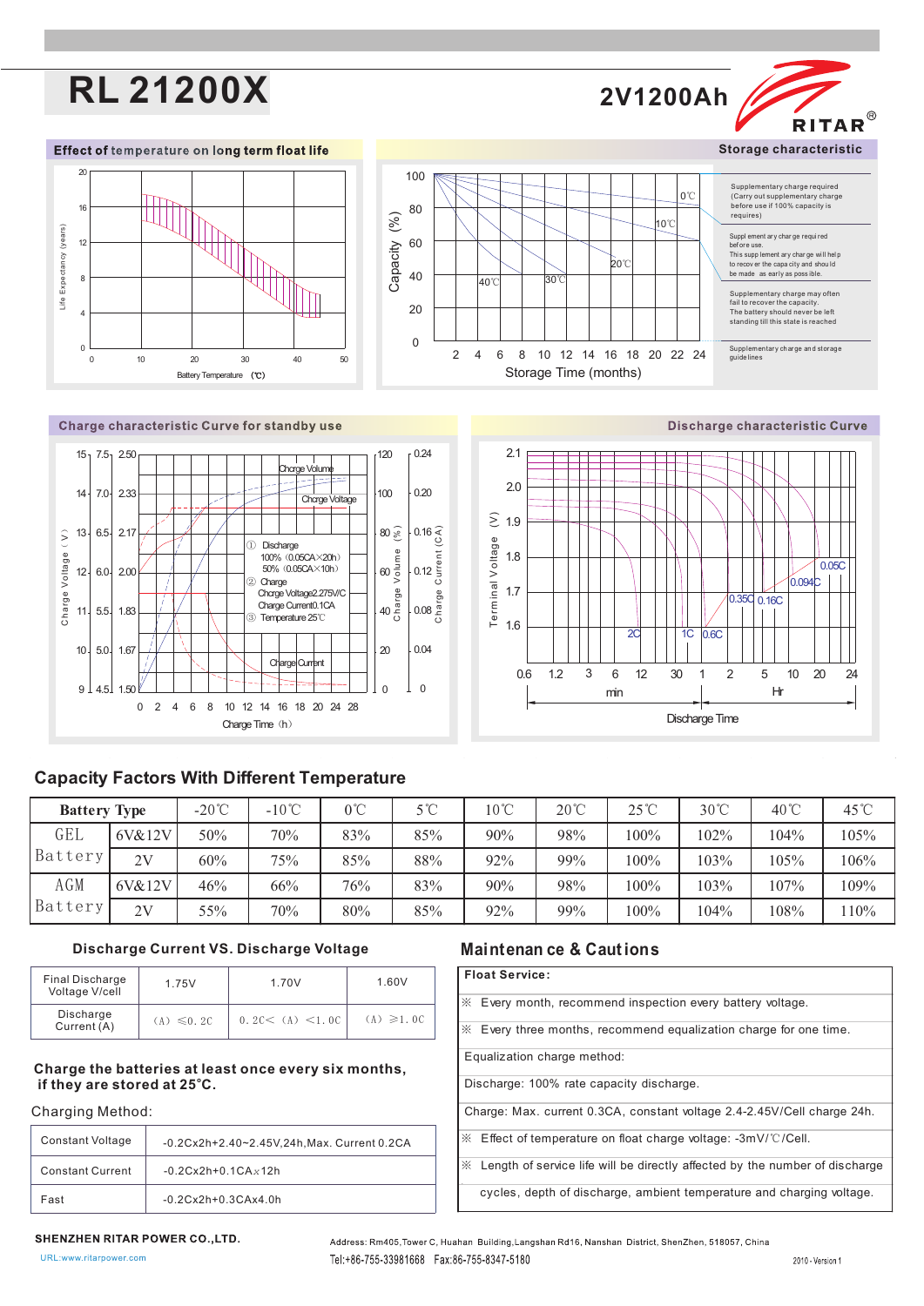# RL 21200X

2V1200Ah

RITAR®

## Effect of temperature on long term float life

Life Expectancy (years)

20
16
12
8
4
0

0 10 20 30 40 50

Battery Temperature (℃)

## Storage characteristic

Capacity (%)

100
80
60
40
20
0

0℃
10℃
20℃
30℃
40℃

2 4 6 8 10 12 14 16 18 20 22 24

Storage Time (months)

Supplementary charge required (Carry out supplementary charge before use if 100% capacity is requires)

Supplementary charge required before use. This supplement ary charge will help to recover the capacity and should be made as early as possible.

Supplementary charge may often fail to recover the capacity. The battery should never be left standing till this state is reached

Supplementary charge and storage guidelines

## Charge characteristic Curve for standby use

Charge Voltage (V)

15 7.5 2.50
14 7.0 2.33
13 6.5 2.17
12 6.0 2.00
11 5.5 1.83
10 5.0 1.67
9 4.5 1.50

Charge Volume (%)

120
100
80
60
40
20
0

Charge Current (CA)

0.24
0.20
0.16
0.12
0.08
0.04
0

Charge Volume

Charge Voltage

① Discharge
100% (0.05CA×20h)
50% (0.05CA×10h)
② Charge
Charge Voltage2.275V/C
Charge Current0.1CA
③ Temperature 25℃

Charge Current

0 2 4 6 8 10 12 14 16 18 20 24 28

Charge Time (h)

## Discharge characteristic Curve

Terminal Voltage (V)

2.1
2.0
1.9
1.8
1.7
1.6

0.05C
0.094C
0.35C 0.16C
2C 1C 0.6C

0.6 1.2 3 6 12 30 1 2 5 10 20 24

min Hr

Discharge Time

## Capacity Factors With Different Temperature

| Battery Type | | -20℃ | -10℃ | 0℃ | 5℃ | 10℃ | 20℃ | 25℃ | 30℃ | 40℃ | 45℃ |
|---|---|---|---|---|---|---|---|---|---|---|---|
| GEL Battery | 6V&12V | 50% | 70% | 83% | 85% | 90% | 98% | 100% | 102% | 104% | 105% |
| | 2V | 60% | 75% | 85% | 88% | 92% | 99% | 100% | 103% | 105% | 106% |
| AGM Battery | 6V&12V | 46% | 66% | 76% | 83% | 90% | 98% | 100% | 103% | 107% | 109% |
| | 2V | 55% | 70% | 80% | 85% | 92% | 99% | 100% | 104% | 108% | 110% |

### Discharge Current VS. Discharge Voltage

| Final Discharge Voltage V/cell | 1.75V | 1.70V | 1.60V |
|---|---|---|---|
| Discharge Current (A) | (A) ≤0.2C | 0.2C< (A) <1.0C | (A) ≥1.0C |

**Charge the batteries at least once every six months, if they are stored at 25°C.**

Charging Method:

| | |
|---|---|
| Constant Voltage | -0.2Cx2h+2.40~2.45V,24h,Max. Current 0.2CA |
| Constant Current | -0.2Cx2h+0.1CAx12h |
| Fast | -0.2Cx2h+0.3CAx4.0h |

### Maintenance & Cautions

**Float Service:**

※ Every month, recommend inspection every battery voltage.

※ Every three months, recommend equalization charge for one time.

Equalization charge method:

Discharge: 100% rate capacity discharge.

Charge: Max. current 0.3CA, constant voltage 2.4-2.45V/Cell charge 24h.

※ Effect of temperature on float charge voltage: -3mV/℃/Cell.

※ Length of service life will be directly affected by the number of discharge cycles, depth of discharge, ambient temperature and charging voltage.

**SHENZHEN RITAR POWER CO.,LTD.**

URL:www.ritarpower.com

Address: Rm405,Tower C, Huahan Building,Langshan Rd16, Nanshan District, ShenZhen, 518057, China

Tel:+86-755-33981668 Fax:86-755-8347-5180

2010 - Version 1